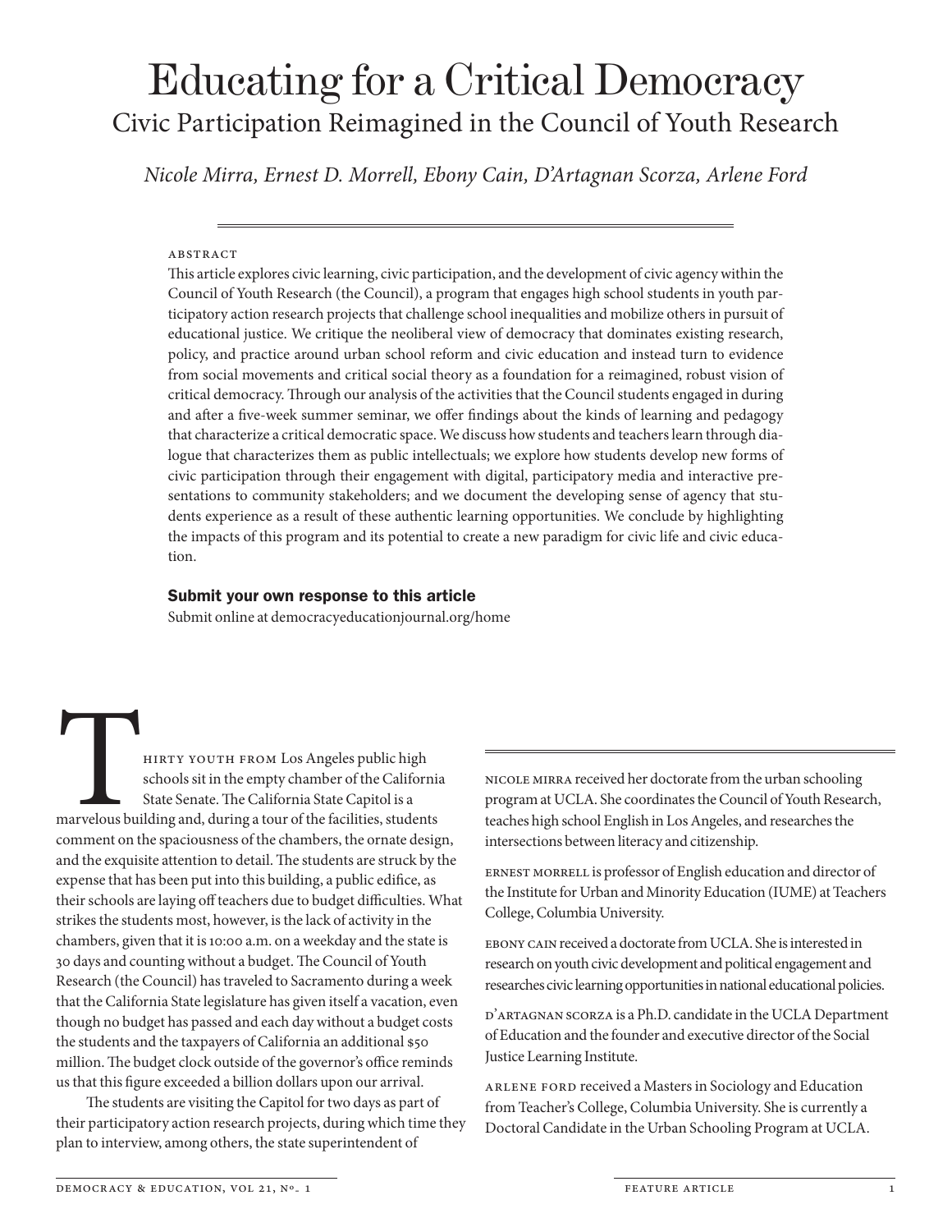# Educating for a Critical Democracy

## Civic Participation Reimagined in the Council of Youth Research

*Nicole Mirra, Ernest D. Morrell, Ebony Cain, D'Artagnan Scorza, Arlene Ford*

ABSTRACT

This article explores civic learning, civic participation, and the development of civic agency within the Council of Youth Research (the Council), a program that engages high school students in youth participatory action research projects that challenge school inequalities and mobilize others in pursuit of educational justice. We critique the neoliberal view of democracy that dominates existing research, policy, and practice around urban school reform and civic education and instead turn to evidence from social movements and critical social theory as a foundation for a reimagined, robust vision of critical democracy. Through our analysis of the activities that the Council students engaged in during and after a five-week summer seminar, we offer findings about the kinds of learning and pedagogy that characterize a critical democratic space. We discuss how students and teachers learn through dialogue that characterizes them as public intellectuals; we explore how students develop new forms of civic participation through their engagement with digital, participatory media and interactive presentations to community stakeholders; and we document the developing sense of agency that students experience as a result of these authentic learning opportunities. We conclude by highlighting the impacts of this program and its potential to create a new paradigm for civic life and civic education.

**Submit your own response to this article**

Submit online at democracyeducationjournal.org/home

THIRTY YOUTH FROM Los Angeles public high schools sit in the empty chamber of the California State Senate. The California State Capitol is a marvelous building and, during a tour of the facilities, students comment on the spaciousness of the chambers, the ornate design, and the exquisite attention to detail. The students are struck by the expense that has been put into this building, a public edifice, as their schools are laying off teachers due to budget difficulties. What strikes the students most, however, is the lack of activity in the chambers, given that it is 10:00 a.m. on a weekday and the state is 30 days and counting without a budget. The Council of Youth Research (the Council) has traveled to Sacramento during a week that the California State legislature has given itself a vacation, even though no budget has passed and each day without a budget costs the students and the taxpayers of California an additional $50 million. The budget clock outside of the governor's office reminds us that this figure exceeded a billion dollars upon our arrival.

The students are visiting the Capitol for two days as part of their participatory action research projects, during which time they plan to interview, among others, the state superintendent of

NICOLE MIRRA received her doctorate from the urban schooling program at UCLA. She coordinates the Council of Youth Research, teaches high school English in Los Angeles, and researches the intersections between literacy and citizenship.

ERNEST MORRELL is professor of English education and director of the Institute for Urban and Minority Education (IUME) at Teachers College, Columbia University.

EBONY CAIN received a doctorate from UCLA. She is interested in research on youth civic development and political engagement and researches civic learning opportunities in national educational policies.

D'ARTAGNAN SCORZA is a Ph.D. candidate in the UCLA Department of Education and the founder and executive director of the Social Justice Learning Institute.

ARLENE FORD received a Masters in Sociology and Education from Teacher's College, Columbia University. She is currently a Doctoral Candidate in the Urban Schooling Program at UCLA.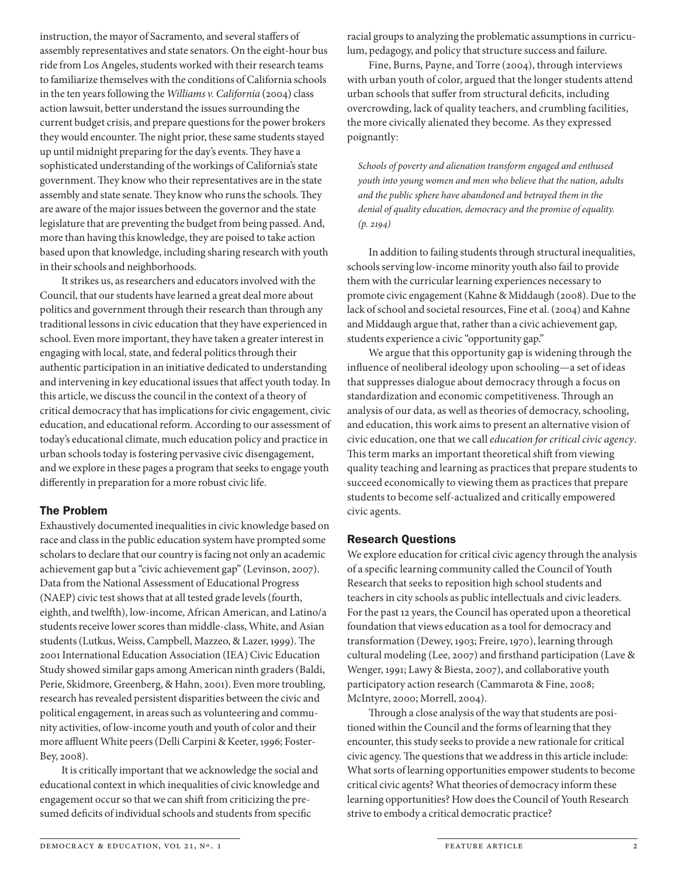instruction, the mayor of Sacramento, and several staffers of assembly representatives and state senators. On the eight-hour bus ride from Los Angeles, students worked with their research teams to familiarize themselves with the conditions of California schools in the ten years following the *Williams v. California* (2004) class action lawsuit, better understand the issues surrounding the current budget crisis, and prepare questions for the power brokers they would encounter. The night prior, these same students stayed up until midnight preparing for the day's events. They have a sophisticated understanding of the workings of California's state government. They know who their representatives are in the state assembly and state senate. They know who runs the schools. They are aware of the major issues between the governor and the state legislature that are preventing the budget from being passed. And, more than having this knowledge, they are poised to take action based upon that knowledge, including sharing research with youth in their schools and neighborhoods.

It strikes us, as researchers and educators involved with the Council, that our students have learned a great deal more about politics and government through their research than through any traditional lessons in civic education that they have experienced in school. Even more important, they have taken a greater interest in engaging with local, state, and federal politics through their authentic participation in an initiative dedicated to understanding and intervening in key educational issues that affect youth today. In this article, we discuss the council in the context of a theory of critical democracy that has implications for civic engagement, civic education, and educational reform. According to our assessment of today's educational climate, much education policy and practice in urban schools today is fostering pervasive civic disengagement, and we explore in these pages a program that seeks to engage youth differently in preparation for a more robust civic life.

## The Problem

Exhaustively documented inequalities in civic knowledge based on race and class in the public education system have prompted some scholars to declare that our country is facing not only an academic achievement gap but a "civic achievement gap" (Levinson, 2007). Data from the National Assessment of Educational Progress (NAEP) civic test shows that at all tested grade levels (fourth, eighth, and twelfth), low-income, African American, and Latino/a students receive lower scores than middle-class, White, and Asian students (Lutkus, Weiss, Campbell, Mazzeo, & Lazer, 1999). The 2001 International Education Association (IEA) Civic Education Study showed similar gaps among American ninth graders (Baldi, Perie, Skidmore, Greenberg, & Hahn, 2001). Even more troubling, research has revealed persistent disparities between the civic and political engagement, in areas such as volunteering and community activities, of low-income youth and youth of color and their more affluent White peers (Delli Carpini & Keeter, 1996; Foster-Bey, 2008).

It is critically important that we acknowledge the social and educational context in which inequalities of civic knowledge and engagement occur so that we can shift from criticizing the presumed deficits of individual schools and students from specific racial groups to analyzing the problematic assumptions in curriculum, pedagogy, and policy that structure success and failure.

Fine, Burns, Payne, and Torre (2004), through interviews with urban youth of color, argued that the longer students attend urban schools that suffer from structural deficits, including overcrowding, lack of quality teachers, and crumbling facilities, the more civically alienated they become. As they expressed poignantly:

> *Schools of poverty and alienation transform engaged and enthused youth into young women and men who believe that the nation, adults and the public sphere have abandoned and betrayed them in the denial of quality education, democracy and the promise of equality. (p. 2194)*

In addition to failing students through structural inequalities, schools serving low-income minority youth also fail to provide them with the curricular learning experiences necessary to promote civic engagement (Kahne & Middaugh (2008). Due to the lack of school and societal resources, Fine et al. (2004) and Kahne and Middaugh argue that, rather than a civic achievement gap, students experience a civic "opportunity gap."

We argue that this opportunity gap is widening through the influence of neoliberal ideology upon schooling—a set of ideas that suppresses dialogue about democracy through a focus on standardization and economic competitiveness. Through an analysis of our data, as well as theories of democracy, schooling, and education, this work aims to present an alternative vision of civic education, one that we call *education for critical civic agency*. This term marks an important theoretical shift from viewing quality teaching and learning as practices that prepare students to succeed economically to viewing them as practices that prepare students to become self-actualized and critically empowered civic agents.

## Research Questions

We explore education for critical civic agency through the analysis of a specific learning community called the Council of Youth Research that seeks to reposition high school students and teachers in city schools as public intellectuals and civic leaders. For the past 12 years, the Council has operated upon a theoretical foundation that views education as a tool for democracy and transformation (Dewey, 1903; Freire, 1970), learning through cultural modeling (Lee, 2007) and firsthand participation (Lave & Wenger, 1991; Lawy & Biesta, 2007), and collaborative youth participatory action research (Cammarota & Fine, 2008; McIntyre, 2000; Morrell, 2004).

Through a close analysis of the way that students are positioned within the Council and the forms of learning that they encounter, this study seeks to provide a new rationale for critical civic agency. The questions that we address in this article include: What sorts of learning opportunities empower students to become critical civic agents? What theories of democracy inform these learning opportunities? How does the Council of Youth Research strive to embody a critical democratic practice?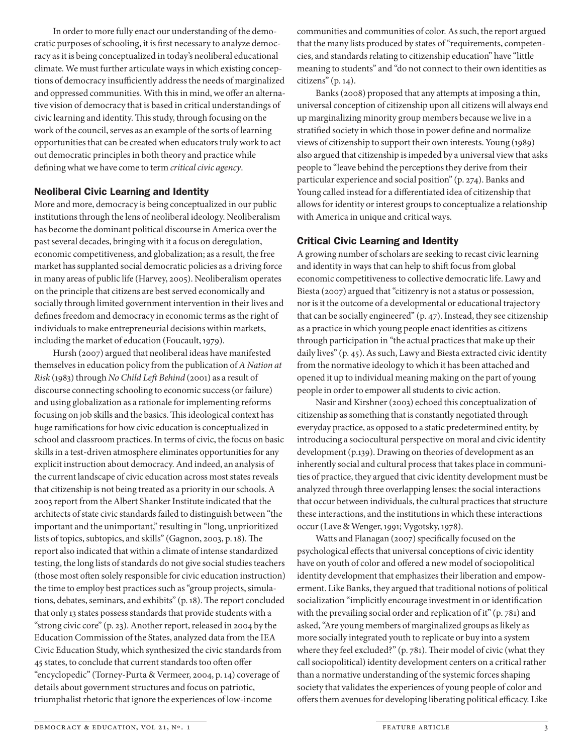In order to more fully enact our understanding of the democratic purposes of schooling, it is first necessary to analyze democracy as it is being conceptualized in today's neoliberal educational climate. We must further articulate ways in which existing conceptions of democracy insufficiently address the needs of marginalized and oppressed communities. With this in mind, we offer an alternative vision of democracy that is based in critical understandings of civic learning and identity. This study, through focusing on the work of the council, serves as an example of the sorts of learning opportunities that can be created when educators truly work to act out democratic principles in both theory and practice while defining what we have come to term *critical civic agency*.

## Neoliberal Civic Learning and Identity

More and more, democracy is being conceptualized in our public institutions through the lens of neoliberal ideology. Neoliberalism has become the dominant political discourse in America over the past several decades, bringing with it a focus on deregulation, economic competitiveness, and globalization; as a result, the free market has supplanted social democratic policies as a driving force in many areas of public life (Harvey, 2005). Neoliberalism operates on the principle that citizens are best served economically and socially through limited government intervention in their lives and defines freedom and democracy in economic terms as the right of individuals to make entrepreneurial decisions within markets, including the market of education (Foucault, 1979).

Hursh (2007) argued that neoliberal ideas have manifested themselves in education policy from the publication of *A Nation at Risk* (1983) through *No Child Left Behind* (2001) as a result of discourse connecting schooling to economic success (or failure) and using globalization as a rationale for implementing reforms focusing on job skills and the basics. This ideological context has huge ramifications for how civic education is conceptualized in school and classroom practices. In terms of civic, the focus on basic skills in a test-driven atmosphere eliminates opportunities for any explicit instruction about democracy. And indeed, an analysis of the current landscape of civic education across most states reveals that citizenship is not being treated as a priority in our schools. A 2003 report from the Albert Shanker Institute indicated that the architects of state civic standards failed to distinguish between "the important and the unimportant," resulting in "long, unprioritized lists of topics, subtopics, and skills" (Gagnon, 2003, p. 18). The report also indicated that within a climate of intense standardized testing, the long lists of standards do not give social studies teachers (those most often solely responsible for civic education instruction) the time to employ best practices such as "group projects, simulations, debates, seminars, and exhibits" (p. 18). The report concluded that only 13 states possess standards that provide students with a "strong civic core" (p. 23). Another report, released in 2004 by the Education Commission of the States, analyzed data from the IEA Civic Education Study, which synthesized the civic standards from 45 states, to conclude that current standards too often offer "encyclopedic" (Torney-Purta & Vermeer, 2004, p. 14) coverage of details about government structures and focus on patriotic, triumphalist rhetoric that ignore the experiences of low-income communities and communities of color. As such, the report argued that the many lists produced by states of "requirements, competencies, and standards relating to citizenship education" have "little meaning to students" and "do not connect to their own identities as citizens" (p. 14).

Banks (2008) proposed that any attempts at imposing a thin, universal conception of citizenship upon all citizens will always end up marginalizing minority group members because we live in a stratified society in which those in power define and normalize views of citizenship to support their own interests. Young (1989) also argued that citizenship is impeded by a universal view that asks people to "leave behind the perceptions they derive from their particular experience and social position" (p. 274). Banks and Young called instead for a differentiated idea of citizenship that allows for identity or interest groups to conceptualize a relationship with America in unique and critical ways.

## Critical Civic Learning and Identity

A growing number of scholars are seeking to recast civic learning and identity in ways that can help to shift focus from global economic competitiveness to collective democratic life. Lawy and Biesta (2007) argued that "citizenry is not a status or possession, nor is it the outcome of a developmental or educational trajectory that can be socially engineered" (p. 47). Instead, they see citizenship as a practice in which young people enact identities as citizens through participation in "the actual practices that make up their daily lives" (p. 45). As such, Lawy and Biesta extracted civic identity from the normative ideology to which it has been attached and opened it up to individual meaning making on the part of young people in order to empower all students to civic action.

Nasir and Kirshner (2003) echoed this conceptualization of citizenship as something that is constantly negotiated through everyday practice, as opposed to a static predetermined entity, by introducing a sociocultural perspective on moral and civic identity development (p.139). Drawing on theories of development as an inherently social and cultural process that takes place in communities of practice, they argued that civic identity development must be analyzed through three overlapping lenses: the social interactions that occur between individuals, the cultural practices that structure these interactions, and the institutions in which these interactions occur (Lave & Wenger, 1991; Vygotsky, 1978).

Watts and Flanagan (2007) specifically focused on the psychological effects that universal conceptions of civic identity have on youth of color and offered a new model of sociopolitical identity development that emphasizes their liberation and empowerment. Like Banks, they argued that traditional notions of political socialization "implicitly encourage investment in or identification with the prevailing social order and replication of it" (p. 781) and asked, "Are young members of marginalized groups as likely as more socially integrated youth to replicate or buy into a system where they feel excluded?" (p. 781). Their model of civic (what they call sociopolitical) identity development centers on a critical rather than a normative understanding of the systemic forces shaping society that validates the experiences of young people of color and offers them avenues for developing liberating political efficacy. Like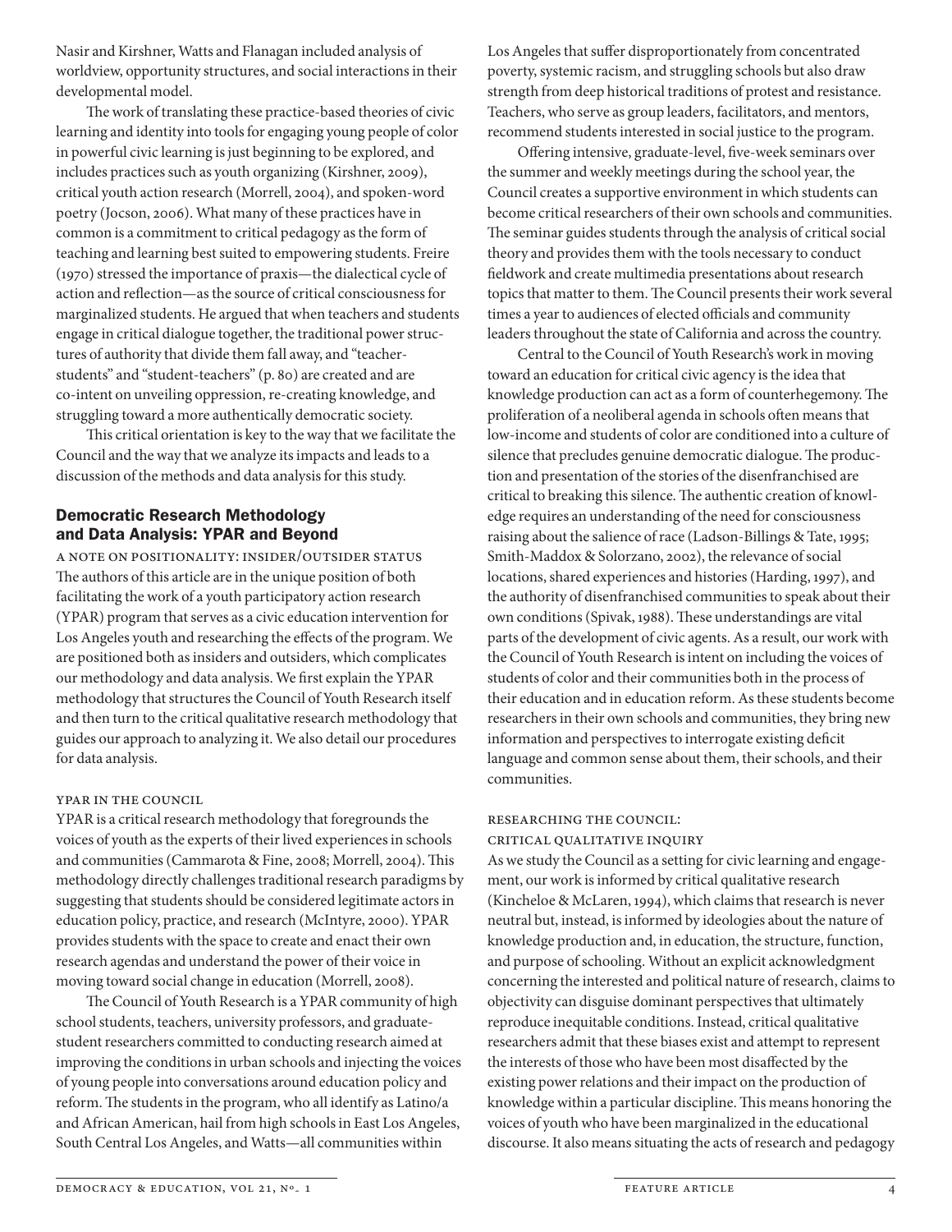Nasir and Kirshner, Watts and Flanagan included analysis of worldview, opportunity structures, and social interactions in their developmental model.

The work of translating these practice-based theories of civic learning and identity into tools for engaging young people of color in powerful civic learning is just beginning to be explored, and includes practices such as youth organizing (Kirshner, 2009), critical youth action research (Morrell, 2004), and spoken-word poetry (Jocson, 2006). What many of these practices have in common is a commitment to critical pedagogy as the form of teaching and learning best suited to empowering students. Freire (1970) stressed the importance of praxis—the dialectical cycle of action and reflection—as the source of critical consciousness for marginalized students. He argued that when teachers and students engage in critical dialogue together, the traditional power structures of authority that divide them fall away, and "teacher-students" and "student-teachers" (p. 80) are created and are co-intent on unveiling oppression, re-creating knowledge, and struggling toward a more authentically democratic society.

This critical orientation is key to the way that we facilitate the Council and the way that we analyze its impacts and leads to a discussion of the methods and data analysis for this study.

## Democratic Research Methodology and Data Analysis: YPAR and Beyond

### A Note on Positionality: Insider/Outsider Status

The authors of this article are in the unique position of both facilitating the work of a youth participatory action research (YPAR) program that serves as a civic education intervention for Los Angeles youth and researching the effects of the program. We are positioned both as insiders and outsiders, which complicates our methodology and data analysis. We first explain the YPAR methodology that structures the Council of Youth Research itself and then turn to the critical qualitative research methodology that guides our approach to analyzing it. We also detail our procedures for data analysis.

### YPAR in the Council

YPAR is a critical research methodology that foregrounds the voices of youth as the experts of their lived experiences in schools and communities (Cammarota & Fine, 2008; Morrell, 2004). This methodology directly challenges traditional research paradigms by suggesting that students should be considered legitimate actors in education policy, practice, and research (McIntyre, 2000). YPAR provides students with the space to create and enact their own research agendas and understand the power of their voice in moving toward social change in education (Morrell, 2008).

The Council of Youth Research is a YPAR community of high school students, teachers, university professors, and graduate-student researchers committed to conducting research aimed at improving the conditions in urban schools and injecting the voices of young people into conversations around education policy and reform. The students in the program, who all identify as Latino/a and African American, hail from high schools in East Los Angeles, South Central Los Angeles, and Watts—all communities within Los Angeles that suffer disproportionately from concentrated poverty, systemic racism, and struggling schools but also draw strength from deep historical traditions of protest and resistance. Teachers, who serve as group leaders, facilitators, and mentors, recommend students interested in social justice to the program.

Offering intensive, graduate-level, five-week seminars over the summer and weekly meetings during the school year, the Council creates a supportive environment in which students can become critical researchers of their own schools and communities. The seminar guides students through the analysis of critical social theory and provides them with the tools necessary to conduct fieldwork and create multimedia presentations about research topics that matter to them. The Council presents their work several times a year to audiences of elected officials and community leaders throughout the state of California and across the country.

Central to the Council of Youth Research's work in moving toward an education for critical civic agency is the idea that knowledge production can act as a form of counterhegemony. The proliferation of a neoliberal agenda in schools often means that low-income and students of color are conditioned into a culture of silence that precludes genuine democratic dialogue. The production and presentation of the stories of the disenfranchised are critical to breaking this silence. The authentic creation of knowledge requires an understanding of the need for consciousness raising about the salience of race (Ladson-Billings & Tate, 1995; Smith-Maddox & Solorzano, 2002), the relevance of social locations, shared experiences and histories (Harding, 1997), and the authority of disenfranchised communities to speak about their own conditions (Spivak, 1988). These understandings are vital parts of the development of civic agents. As a result, our work with the Council of Youth Research is intent on including the voices of students of color and their communities both in the process of their education and in education reform. As these students become researchers in their own schools and communities, they bring new information and perspectives to interrogate existing deficit language and common sense about them, their schools, and their communities.

### Researching the Council: Critical Qualitative Inquiry

As we study the Council as a setting for civic learning and engagement, our work is informed by critical qualitative research (Kincheloe & McLaren, 1994), which claims that research is never neutral but, instead, is informed by ideologies about the nature of knowledge production and, in education, the structure, function, and purpose of schooling. Without an explicit acknowledgment concerning the interested and political nature of research, claims to objectivity can disguise dominant perspectives that ultimately reproduce inequitable conditions. Instead, critical qualitative researchers admit that these biases exist and attempt to represent the interests of those who have been most disaffected by the existing power relations and their impact on the production of knowledge within a particular discipline. This means honoring the voices of youth who have been marginalized in the educational discourse. It also means situating the acts of research and pedagogy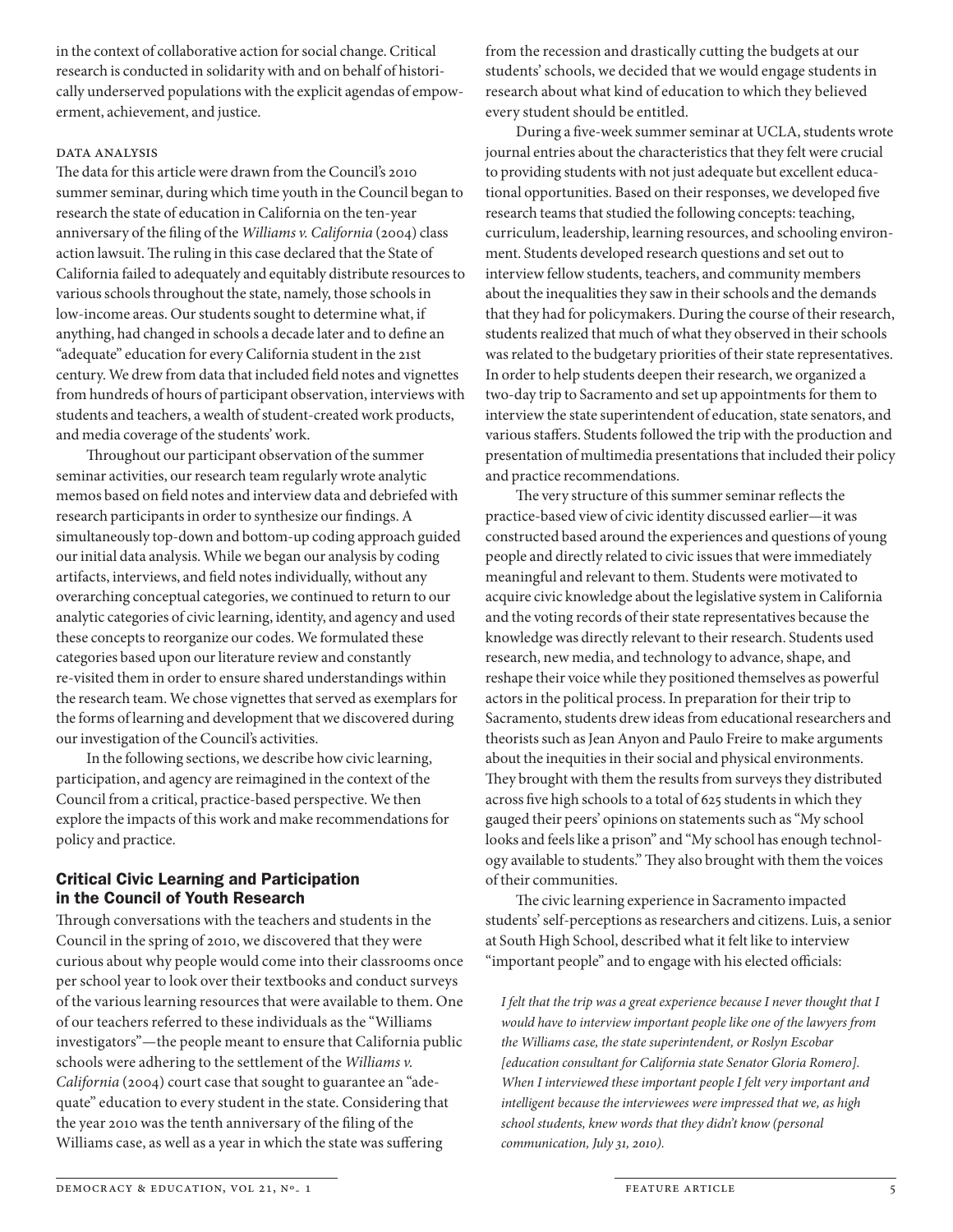in the context of collaborative action for social change. Critical research is conducted in solidarity with and on behalf of historically underserved populations with the explicit agendas of empowerment, achievement, and justice.

### Data Analysis

The data for this article were drawn from the Council's 2010 summer seminar, during which time youth in the Council began to research the state of education in California on the ten-year anniversary of the filing of the *Williams v. California* (2004) class action lawsuit. The ruling in this case declared that the State of California failed to adequately and equitably distribute resources to various schools throughout the state, namely, those schools in low-income areas. Our students sought to determine what, if anything, had changed in schools a decade later and to define an "adequate" education for every California student in the 21st century. We drew from data that included field notes and vignettes from hundreds of hours of participant observation, interviews with students and teachers, a wealth of student-created work products, and media coverage of the students' work.

Throughout our participant observation of the summer seminar activities, our research team regularly wrote analytic memos based on field notes and interview data and debriefed with research participants in order to synthesize our findings. A simultaneously top-down and bottom-up coding approach guided our initial data analysis. While we began our analysis by coding artifacts, interviews, and field notes individually, without any overarching conceptual categories, we continued to return to our analytic categories of civic learning, identity, and agency and used these concepts to reorganize our codes. We formulated these categories based upon our literature review and constantly re-visited them in order to ensure shared understandings within the research team. We chose vignettes that served as exemplars for the forms of learning and development that we discovered during our investigation of the Council's activities.

In the following sections, we describe how civic learning, participation, and agency are reimagined in the context of the Council from a critical, practice-based perspective. We then explore the impacts of this work and make recommendations for policy and practice.

## Critical Civic Learning and Participation in the Council of Youth Research

Through conversations with the teachers and students in the Council in the spring of 2010, we discovered that they were curious about why people would come into their classrooms once per school year to look over their textbooks and conduct surveys of the various learning resources that were available to them. One of our teachers referred to these individuals as the "Williams investigators"—the people meant to ensure that California public schools were adhering to the settlement of the *Williams v. California* (2004) court case that sought to guarantee an "adequate" education to every student in the state. Considering that the year 2010 was the tenth anniversary of the filing of the Williams case, as well as a year in which the state was suffering from the recession and drastically cutting the budgets at our students' schools, we decided that we would engage students in research about what kind of education to which they believed every student should be entitled.

During a five-week summer seminar at UCLA, students wrote journal entries about the characteristics that they felt were crucial to providing students with not just adequate but excellent educational opportunities. Based on their responses, we developed five research teams that studied the following concepts: teaching, curriculum, leadership, learning resources, and schooling environment. Students developed research questions and set out to interview fellow students, teachers, and community members about the inequalities they saw in their schools and the demands that they had for policymakers. During the course of their research, students realized that much of what they observed in their schools was related to the budgetary priorities of their state representatives. In order to help students deepen their research, we organized a two-day trip to Sacramento and set up appointments for them to interview the state superintendent of education, state senators, and various staffers. Students followed the trip with the production and presentation of multimedia presentations that included their policy and practice recommendations.

The very structure of this summer seminar reflects the practice-based view of civic identity discussed earlier—it was constructed based around the experiences and questions of young people and directly related to civic issues that were immediately meaningful and relevant to them. Students were motivated to acquire civic knowledge about the legislative system in California and the voting records of their state representatives because the knowledge was directly relevant to their research. Students used research, new media, and technology to advance, shape, and reshape their voice while they positioned themselves as powerful actors in the political process. In preparation for their trip to Sacramento, students drew ideas from educational researchers and theorists such as Jean Anyon and Paulo Freire to make arguments about the inequities in their social and physical environments. They brought with them the results from surveys they distributed across five high schools to a total of 625 students in which they gauged their peers' opinions on statements such as "My school looks and feels like a prison" and "My school has enough technology available to students." They also brought with them the voices of their communities.

The civic learning experience in Sacramento impacted students' self-perceptions as researchers and citizens. Luis, a senior at South High School, described what it felt like to interview "important people" and to engage with his elected officials:

> *I felt that the trip was a great experience because I never thought that I would have to interview important people like one of the lawyers from the Williams case, the state superintendent, or Roslyn Escobar [education consultant for California state Senator Gloria Romero]. When I interviewed these important people I felt very important and intelligent because the interviewees were impressed that we, as high school students, knew words that they didn't know (personal communication, July 31, 2010).*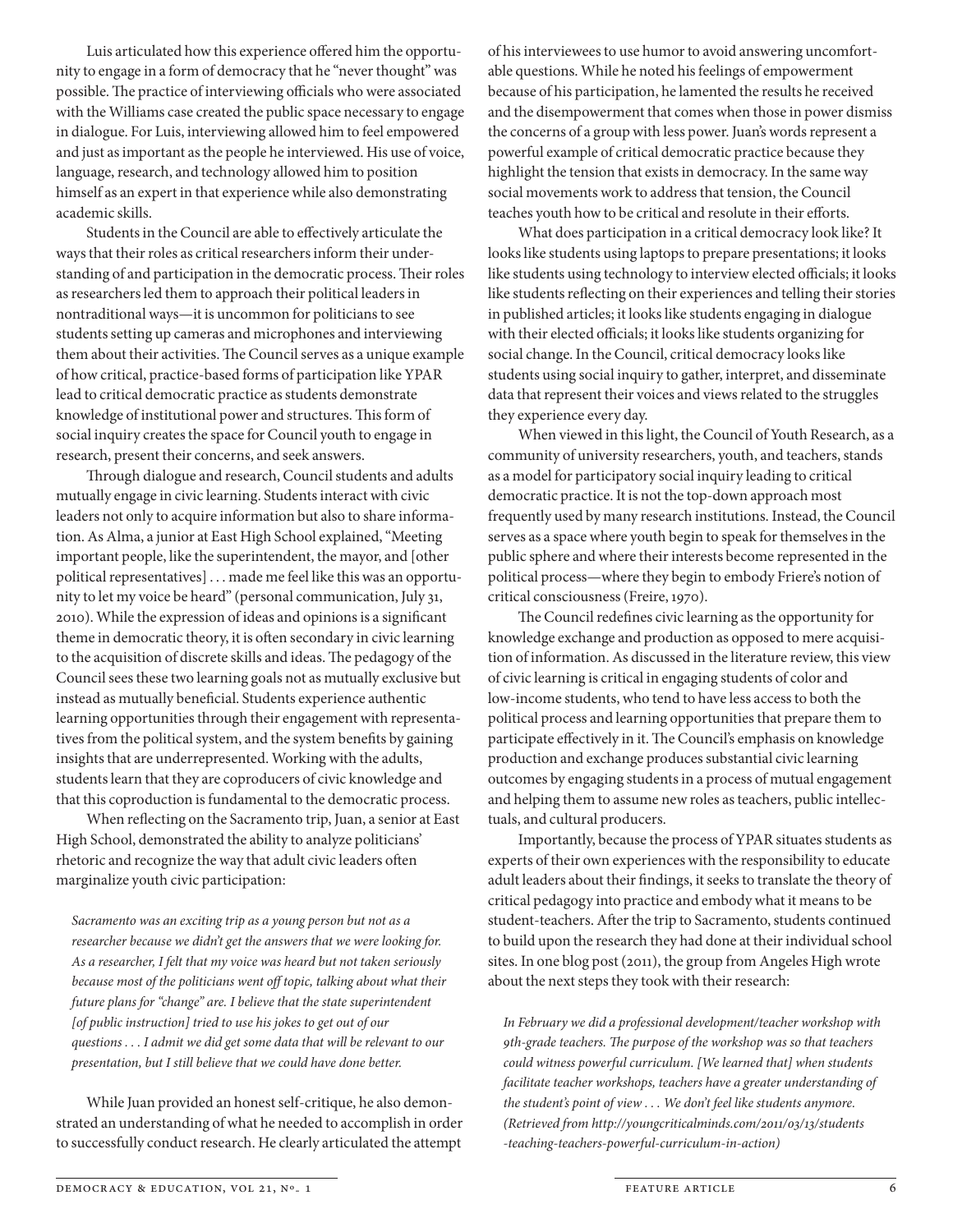Luis articulated how this experience offered him the opportunity to engage in a form of democracy that he "never thought" was possible. The practice of interviewing officials who were associated with the Williams case created the public space necessary to engage in dialogue. For Luis, interviewing allowed him to feel empowered and just as important as the people he interviewed. His use of voice, language, research, and technology allowed him to position himself as an expert in that experience while also demonstrating academic skills.

Students in the Council are able to effectively articulate the ways that their roles as critical researchers inform their understanding of and participation in the democratic process. Their roles as researchers led them to approach their political leaders in nontraditional ways—it is uncommon for politicians to see students setting up cameras and microphones and interviewing them about their activities. The Council serves as a unique example of how critical, practice-based forms of participation like YPAR lead to critical democratic practice as students demonstrate knowledge of institutional power and structures. This form of social inquiry creates the space for Council youth to engage in research, present their concerns, and seek answers.

Through dialogue and research, Council students and adults mutually engage in civic learning. Students interact with civic leaders not only to acquire information but also to share information. As Alma, a junior at East High School explained, "Meeting important people, like the superintendent, the mayor, and [other political representatives] . . . made me feel like this was an opportunity to let my voice be heard" (personal communication, July 31, 2010). While the expression of ideas and opinions is a significant theme in democratic theory, it is often secondary in civic learning to the acquisition of discrete skills and ideas. The pedagogy of the Council sees these two learning goals not as mutually exclusive but instead as mutually beneficial. Students experience authentic learning opportunities through their engagement with representatives from the political system, and the system benefits by gaining insights that are underrepresented. Working with the adults, students learn that they are coproducers of civic knowledge and that this coproduction is fundamental to the democratic process.

When reflecting on the Sacramento trip, Juan, a senior at East High School, demonstrated the ability to analyze politicians' rhetoric and recognize the way that adult civic leaders often marginalize youth civic participation:

> *Sacramento was an exciting trip as a young person but not as a researcher because we didn't get the answers that we were looking for. As a researcher, I felt that my voice was heard but not taken seriously because most of the politicians went off topic, talking about what their future plans for "change" are. I believe that the state superintendent [of public instruction] tried to use his jokes to get out of our questions . . . I admit we did get some data that will be relevant to our presentation, but I still believe that we could have done better.*

While Juan provided an honest self-critique, he also demonstrated an understanding of what he needed to accomplish in order to successfully conduct research. He clearly articulated the attempt of his interviewees to use humor to avoid answering uncomfortable questions. While he noted his feelings of empowerment because of his participation, he lamented the results he received and the disempowerment that comes when those in power dismiss the concerns of a group with less power. Juan's words represent a powerful example of critical democratic practice because they highlight the tension that exists in democracy. In the same way social movements work to address that tension, the Council teaches youth how to be critical and resolute in their efforts.

What does participation in a critical democracy look like? It looks like students using laptops to prepare presentations; it looks like students using technology to interview elected officials; it looks like students reflecting on their experiences and telling their stories in published articles; it looks like students engaging in dialogue with their elected officials; it looks like students organizing for social change. In the Council, critical democracy looks like students using social inquiry to gather, interpret, and disseminate data that represent their voices and views related to the struggles they experience every day.

When viewed in this light, the Council of Youth Research, as a community of university researchers, youth, and teachers, stands as a model for participatory social inquiry leading to critical democratic practice. It is not the top-down approach most frequently used by many research institutions. Instead, the Council serves as a space where youth begin to speak for themselves in the public sphere and where their interests become represented in the political process—where they begin to embody Friere's notion of critical consciousness (Freire, 1970).

The Council redefines civic learning as the opportunity for knowledge exchange and production as opposed to mere acquisition of information. As discussed in the literature review, this view of civic learning is critical in engaging students of color and low-income students, who tend to have less access to both the political process and learning opportunities that prepare them to participate effectively in it. The Council's emphasis on knowledge production and exchange produces substantial civic learning outcomes by engaging students in a process of mutual engagement and helping them to assume new roles as teachers, public intellectuals, and cultural producers.

Importantly, because the process of YPAR situates students as experts of their own experiences with the responsibility to educate adult leaders about their findings, it seeks to translate the theory of critical pedagogy into practice and embody what it means to be student-teachers. After the trip to Sacramento, students continued to build upon the research they had done at their individual school sites. In one blog post (2011), the group from Angeles High wrote about the next steps they took with their research:

> *In February we did a professional development/teacher workshop with 9th-grade teachers. The purpose of the workshop was so that teachers could witness powerful curriculum. [We learned that] when students facilitate teacher workshops, teachers have a greater understanding of the student's point of view . . . We don't feel like students anymore. (Retrieved from http://youngcriticalminds.com/2011/03/13/students-teaching-teachers-powerful-curriculum-in-action)*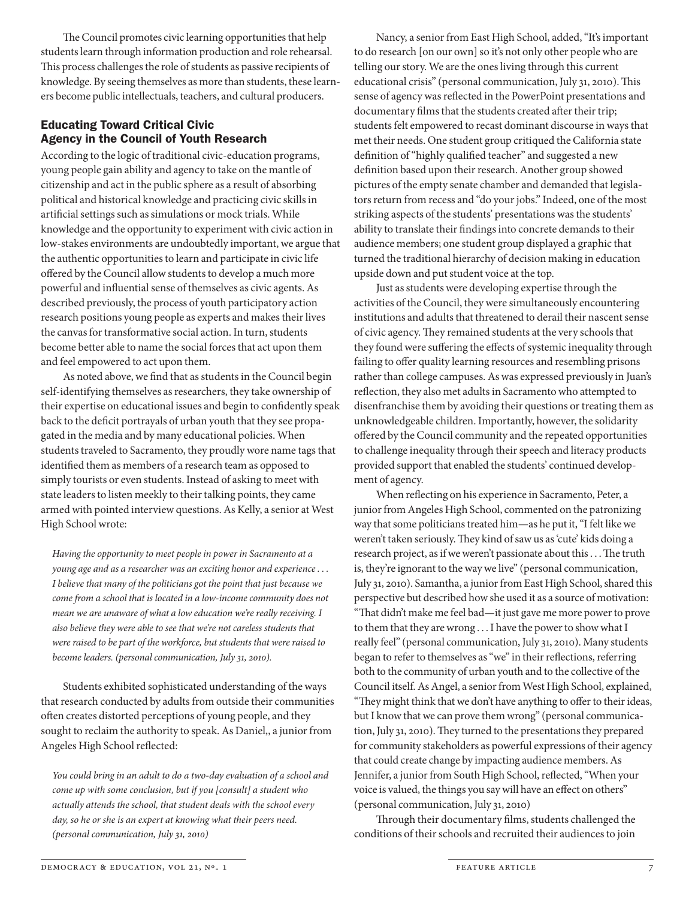The Council promotes civic learning opportunities that help students learn through information production and role rehearsal. This process challenges the role of students as passive recipients of knowledge. By seeing themselves as more than students, these learners become public intellectuals, teachers, and cultural producers.

## Educating Toward Critical Civic Agency in the Council of Youth Research

According to the logic of traditional civic-education programs, young people gain ability and agency to take on the mantle of citizenship and act in the public sphere as a result of absorbing political and historical knowledge and practicing civic skills in artificial settings such as simulations or mock trials. While knowledge and the opportunity to experiment with civic action in low-stakes environments are undoubtedly important, we argue that the authentic opportunities to learn and participate in civic life offered by the Council allow students to develop a much more powerful and influential sense of themselves as civic agents. As described previously, the process of youth participatory action research positions young people as experts and makes their lives the canvas for transformative social action. In turn, students become better able to name the social forces that act upon them and feel empowered to act upon them.

As noted above, we find that as students in the Council begin self-identifying themselves as researchers, they take ownership of their expertise on educational issues and begin to confidently speak back to the deficit portrayals of urban youth that they see propagated in the media and by many educational policies. When students traveled to Sacramento, they proudly wore name tags that identified them as members of a research team as opposed to simply tourists or even students. Instead of asking to meet with state leaders to listen meekly to their talking points, they came armed with pointed interview questions. As Kelly, a senior at West High School wrote:

> *Having the opportunity to meet people in power in Sacramento at a young age and as a researcher was an exciting honor and experience . . . I believe that many of the politicians got the point that just because we come from a school that is located in a low-income community does not mean we are unaware of what a low education we're really receiving. I also believe they were able to see that we're not careless students that were raised to be part of the workforce, but students that were raised to become leaders. (personal communication, July 31, 2010).*

Students exhibited sophisticated understanding of the ways that research conducted by adults from outside their communities often creates distorted perceptions of young people, and they sought to reclaim the authority to speak. As Daniel,, a junior from Angeles High School reflected:

> *You could bring in an adult to do a two-day evaluation of a school and come up with some conclusion, but if you [consult] a student who actually attends the school, that student deals with the school every day, so he or she is an expert at knowing what their peers need. (personal communication, July 31, 2010)*

Nancy, a senior from East High School, added, "It's important to do research [on our own] so it's not only other people who are telling our story. We are the ones living through this current educational crisis" (personal communication, July 31, 2010). This sense of agency was reflected in the PowerPoint presentations and documentary films that the students created after their trip; students felt empowered to recast dominant discourse in ways that met their needs. One student group critiqued the California state definition of "highly qualified teacher" and suggested a new definition based upon their research. Another group showed pictures of the empty senate chamber and demanded that legislators return from recess and "do your jobs." Indeed, one of the most striking aspects of the students' presentations was the students' ability to translate their findings into concrete demands to their audience members; one student group displayed a graphic that turned the traditional hierarchy of decision making in education upside down and put student voice at the top.

Just as students were developing expertise through the activities of the Council, they were simultaneously encountering institutions and adults that threatened to derail their nascent sense of civic agency. They remained students at the very schools that they found were suffering the effects of systemic inequality through failing to offer quality learning resources and resembling prisons rather than college campuses. As was expressed previously in Juan's reflection, they also met adults in Sacramento who attempted to disenfranchise them by avoiding their questions or treating them as unknowledgeable children. Importantly, however, the solidarity offered by the Council community and the repeated opportunities to challenge inequality through their speech and literacy products provided support that enabled the students' continued development of agency.

When reflecting on his experience in Sacramento, Peter, a junior from Angeles High School, commented on the patronizing way that some politicians treated him—as he put it, "I felt like we weren't taken seriously. They kind of saw us as 'cute' kids doing a research project, as if we weren't passionate about this . . . The truth is, they're ignorant to the way we live" (personal communication, July 31, 2010). Samantha, a junior from East High School, shared this perspective but described how she used it as a source of motivation: "That didn't make me feel bad—it just gave me more power to prove to them that they are wrong . . . I have the power to show what I really feel" (personal communication, July 31, 2010). Many students began to refer to themselves as "we" in their reflections, referring both to the community of urban youth and to the collective of the Council itself. As Angel, a senior from West High School, explained, "They might think that we don't have anything to offer to their ideas, but I know that we can prove them wrong" (personal communication, July 31, 2010). They turned to the presentations they prepared for community stakeholders as powerful expressions of their agency that could create change by impacting audience members. As Jennifer, a junior from South High School, reflected, "When your voice is valued, the things you say will have an effect on others" (personal communication, July 31, 2010)

Through their documentary films, students challenged the conditions of their schools and recruited their audiences to join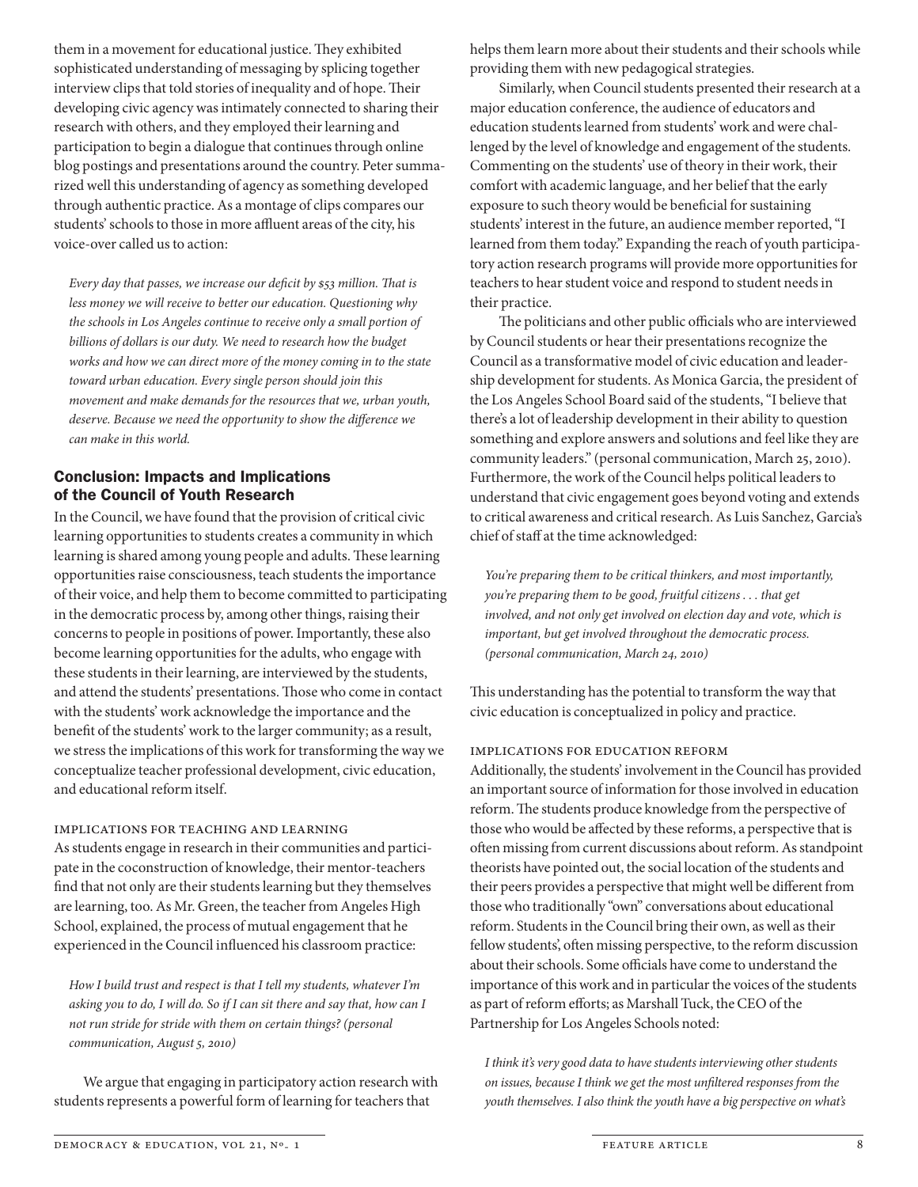them in a movement for educational justice. They exhibited sophisticated understanding of messaging by splicing together interview clips that told stories of inequality and of hope. Their developing civic agency was intimately connected to sharing their research with others, and they employed their learning and participation to begin a dialogue that continues through online blog postings and presentations around the country. Peter summarized well this understanding of agency as something developed through authentic practice. As a montage of clips compares our students' schools to those in more affluent areas of the city, his voice-over called us to action:

> *Every day that passes, we increase our deficit by $53 million. That is less money we will receive to better our education. Questioning why the schools in Los Angeles continue to receive only a small portion of billions of dollars is our duty. We need to research how the budget works and how we can direct more of the money coming in to the state toward urban education. Every single person should join this movement and make demands for the resources that we, urban youth, deserve. Because we need the opportunity to show the difference we can make in this world.*

## Conclusion: Impacts and Implications of the Council of Youth Research

In the Council, we have found that the provision of critical civic learning opportunities to students creates a community in which learning is shared among young people and adults. These learning opportunities raise consciousness, teach students the importance of their voice, and help them to become committed to participating in the democratic process by, among other things, raising their concerns to people in positions of power. Importantly, these also become learning opportunities for the adults, who engage with these students in their learning, are interviewed by the students, and attend the students' presentations. Those who come in contact with the students' work acknowledge the importance and the benefit of the students' work to the larger community; as a result, we stress the implications of this work for transforming the way we conceptualize teacher professional development, civic education, and educational reform itself.

### Implications for Teaching and Learning

As students engage in research in their communities and participate in the coconstruction of knowledge, their mentor-teachers find that not only are their students learning but they themselves are learning, too. As Mr. Green, the teacher from Angeles High School, explained, the process of mutual engagement that he experienced in the Council influenced his classroom practice:

> *How I build trust and respect is that I tell my students, whatever I'm asking you to do, I will do. So if I can sit there and say that, how can I not run stride for stride with them on certain things? (personal communication, August 5, 2010)*

We argue that engaging in participatory action research with students represents a powerful form of learning for teachers that helps them learn more about their students and their schools while providing them with new pedagogical strategies.

Similarly, when Council students presented their research at a major education conference, the audience of educators and education students learned from students' work and were challenged by the level of knowledge and engagement of the students. Commenting on the students' use of theory in their work, their comfort with academic language, and her belief that the early exposure to such theory would be beneficial for sustaining students' interest in the future, an audience member reported, "I learned from them today." Expanding the reach of youth participatory action research programs will provide more opportunities for teachers to hear student voice and respond to student needs in their practice.

The politicians and other public officials who are interviewed by Council students or hear their presentations recognize the Council as a transformative model of civic education and leadership development for students. As Monica Garcia, the president of the Los Angeles School Board said of the students, "I believe that there's a lot of leadership development in their ability to question something and explore answers and solutions and feel like they are community leaders." (personal communication, March 25, 2010). Furthermore, the work of the Council helps political leaders to understand that civic engagement goes beyond voting and extends to critical awareness and critical research. As Luis Sanchez, Garcia's chief of staff at the time acknowledged:

> *You're preparing them to be critical thinkers, and most importantly, you're preparing them to be good, fruitful citizens . . . that get involved, and not only get involved on election day and vote, which is important, but get involved throughout the democratic process. (personal communication, March 24, 2010)*

This understanding has the potential to transform the way that civic education is conceptualized in policy and practice.

### Implications for Education Reform

Additionally, the students' involvement in the Council has provided an important source of information for those involved in education reform. The students produce knowledge from the perspective of those who would be affected by these reforms, a perspective that is often missing from current discussions about reform. As standpoint theorists have pointed out, the social location of the students and their peers provides a perspective that might well be different from those who traditionally "own" conversations about educational reform. Students in the Council bring their own, as well as their fellow students', often missing perspective, to the reform discussion about their schools. Some officials have come to understand the importance of this work and in particular the voices of the students as part of reform efforts; as Marshall Tuck, the CEO of the Partnership for Los Angeles Schools noted:

> *I think it's very good data to have students interviewing other students on issues, because I think we get the most unfiltered responses from the youth themselves. I also think the youth have a big perspective on what's*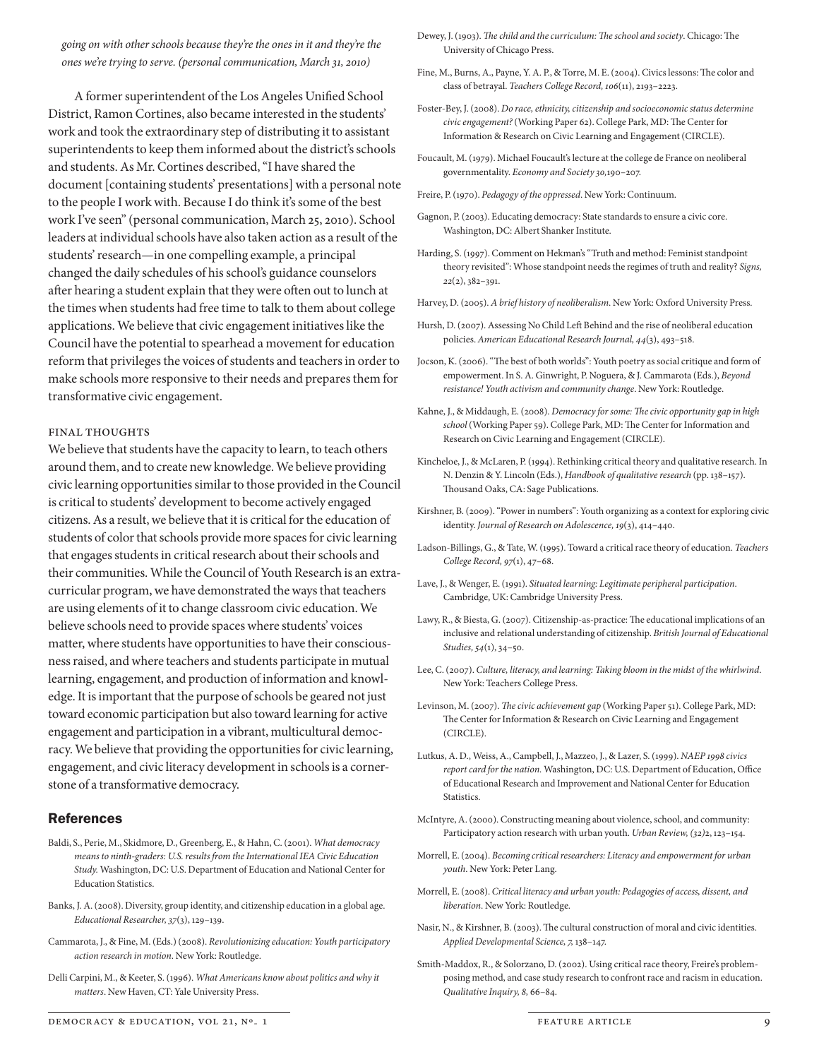*going on with other schools because they're the ones in it and they're the ones we're trying to serve. (personal communication, March 31, 2010)*

A former superintendent of the Los Angeles Unified School District, Ramon Cortines, also became interested in the students' work and took the extraordinary step of distributing it to assistant superintendents to keep them informed about the district's schools and students. As Mr. Cortines described, "I have shared the document [containing students' presentations] with a personal note to the people I work with. Because I do think it's some of the best work I've seen" (personal communication, March 25, 2010). School leaders at individual schools have also taken action as a result of the students' research—in one compelling example, a principal changed the daily schedules of his school's guidance counselors after hearing a student explain that they were often out to lunch at the times when students had free time to talk to them about college applications. We believe that civic engagement initiatives like the Council have the potential to spearhead a movement for education reform that privileges the voices of students and teachers in order to make schools more responsive to their needs and prepares them for transformative civic engagement.

### Final Thoughts

We believe that students have the capacity to learn, to teach others around them, and to create new knowledge. We believe providing civic learning opportunities similar to those provided in the Council is critical to students' development to become actively engaged citizens. As a result, we believe that it is critical for the education of students of color that schools provide more spaces for civic learning that engages students in critical research about their schools and their communities. While the Council of Youth Research is an extra-curricular program, we have demonstrated the ways that teachers are using elements of it to change classroom civic education. We believe schools need to provide spaces where students' voices matter, where students have opportunities to have their consciousness raised, and where teachers and students participate in mutual learning, engagement, and production of information and knowledge. It is important that the purpose of schools be geared not just toward economic participation but also toward learning for active engagement and participation in a vibrant, multicultural democracy. We believe that providing the opportunities for civic learning, engagement, and civic literacy development in schools is a cornerstone of a transformative democracy.

## References

Baldi, S., Perie, M., Skidmore, D., Greenberg, E., & Hahn, C. (2001). *What democracy means to ninth-graders: U.S. results from the International IEA Civic Education Study.* Washington, DC: U.S. Department of Education and National Center for Education Statistics.

Banks, J. A. (2008). Diversity, group identity, and citizenship education in a global age. *Educational Researcher, 37*(3), 129–139.

Cammarota, J., & Fine, M. (Eds.) (2008). *Revolutionizing education: Youth participatory action research in motion*. New York: Routledge.

Delli Carpini, M., & Keeter, S. (1996). *What Americans know about politics and why it matters*. New Haven, CT: Yale University Press.

Dewey, J. (1903). *The child and the curriculum: The school and society*. Chicago: The University of Chicago Press.

Fine, M., Burns, A., Payne, Y. A. P., & Torre, M. E. (2004). Civics lessons: The color and class of betrayal. *Teachers College Record, 106*(11), 2193–2223.

Foster-Bey, J. (2008). *Do race, ethnicity, citizenship and socioeconomic status determine civic engagement?* (Working Paper 62). College Park, MD: The Center for Information & Research on Civic Learning and Engagement (CIRCLE).

Foucault, M. (1979). Michael Foucault's lecture at the college de France on neoliberal governmentality. *Economy and Society 30,*190–207.

Freire, P. (1970). *Pedagogy of the oppressed*. New York: Continuum.

Gagnon, P. (2003). Educating democracy: State standards to ensure a civic core. Washington, DC: Albert Shanker Institute.

Harding, S. (1997). Comment on Hekman's "Truth and method: Feminist standpoint theory revisited": Whose standpoint needs the regimes of truth and reality? *Signs, 22*(2), 382–391.

Harvey, D. (2005). *A brief history of neoliberalism*. New York: Oxford University Press.

Hursh, D. (2007). Assessing No Child Left Behind and the rise of neoliberal education policies. *American Educational Research Journal, 44*(3), 493–518.

Jocson, K. (2006). "The best of both worlds": Youth poetry as social critique and form of empowerment. In S. A. Ginwright, P. Noguera, & J. Cammarota (Eds.), *Beyond resistance! Youth activism and community change*. New York: Routledge.

Kahne, J., & Middaugh, E. (2008). *Democracy for some: The civic opportunity gap in high school* (Working Paper 59). College Park, MD: The Center for Information and Research on Civic Learning and Engagement (CIRCLE).

Kincheloe, J., & McLaren, P. (1994). Rethinking critical theory and qualitative research. In N. Denzin & Y. Lincoln (Eds.), *Handbook of qualitative research* (pp. 138–157). Thousand Oaks, CA: Sage Publications.

Kirshner, B. (2009). "Power in numbers": Youth organizing as a context for exploring civic identity. *Journal of Research on Adolescence, 19*(3), 414–440.

Ladson-Billings, G., & Tate, W. (1995). Toward a critical race theory of education. *Teachers College Record, 97*(1), 47–68.

Lave, J., & Wenger, E. (1991). *Situated learning: Legitimate peripheral participation*. Cambridge, UK: Cambridge University Press.

Lawy, R., & Biesta, G. (2007). Citizenship-as-practice: The educational implications of an inclusive and relational understanding of citizenship. *British Journal of Educational Studies, 54*(1), 34–50.

Lee, C. (2007). *Culture, literacy, and learning: Taking bloom in the midst of the whirlwind*. New York: Teachers College Press.

Levinson, M. (2007). *The civic achievement gap* (Working Paper 51). College Park, MD: The Center for Information & Research on Civic Learning and Engagement (CIRCLE).

Lutkus, A. D., Weiss, A., Campbell, J., Mazzeo, J., & Lazer, S. (1999). *NAEP 1998 civics report card for the nation.* Washington, DC: U.S. Department of Education, Office of Educational Research and Improvement and National Center for Education Statistics.

McIntyre, A. (2000). Constructing meaning about violence, school, and community: Participatory action research with urban youth. *Urban Review, (32)*2, 123–154.

Morrell, E. (2004). *Becoming critical researchers: Literacy and empowerment for urban youth*. New York: Peter Lang.

Morrell, E. (2008). *Critical literacy and urban youth: Pedagogies of access, dissent, and liberation*. New York: Routledge.

Nasir, N., & Kirshner, B. (2003). The cultural construction of moral and civic identities. *Applied Developmental Science, 7,* 138–147.

Smith-Maddox, R., & Solorzano, D. (2002). Using critical race theory, Freire's problem-posing method, and case study research to confront race and racism in education. *Qualitative Inquiry, 8,* 66–84.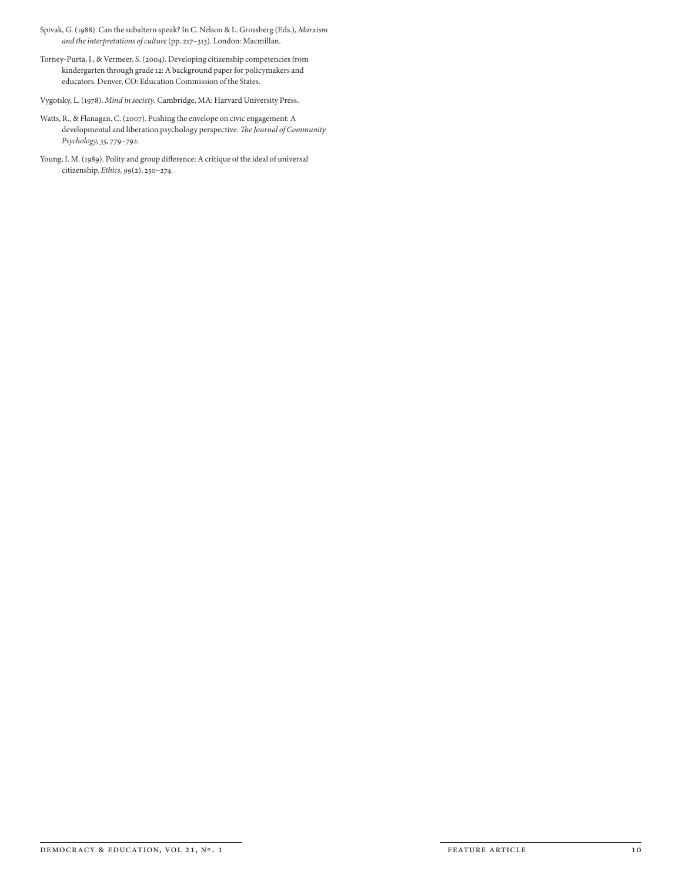Spivak, G. (1988). Can the subaltern speak? In C. Nelson & L. Grossberg (Eds.), *Marxism and the interpretations of culture* (pp. 217–313). London: Macmillan.

Torney-Purta, J., & Vermeer, S. (2004). Developing citizenship competencies from kindergarten through grade 12: A background paper for policymakers and educators. Denver, CO: Education Commission of the States.

Vygotsky, L. (1978). *Mind in society*. Cambridge, MA: Harvard University Press.

Watts, R., & Flanagan, C. (2007). Pushing the envelope on civic engagement: A developmental and liberation psychology perspective. *The Journal of Community Psychology, 35*, 779–792.

Young, I. M. (1989). Polity and group difference: A critique of the ideal of universal citizenship. *Ethics, 99*(2), 250–274.